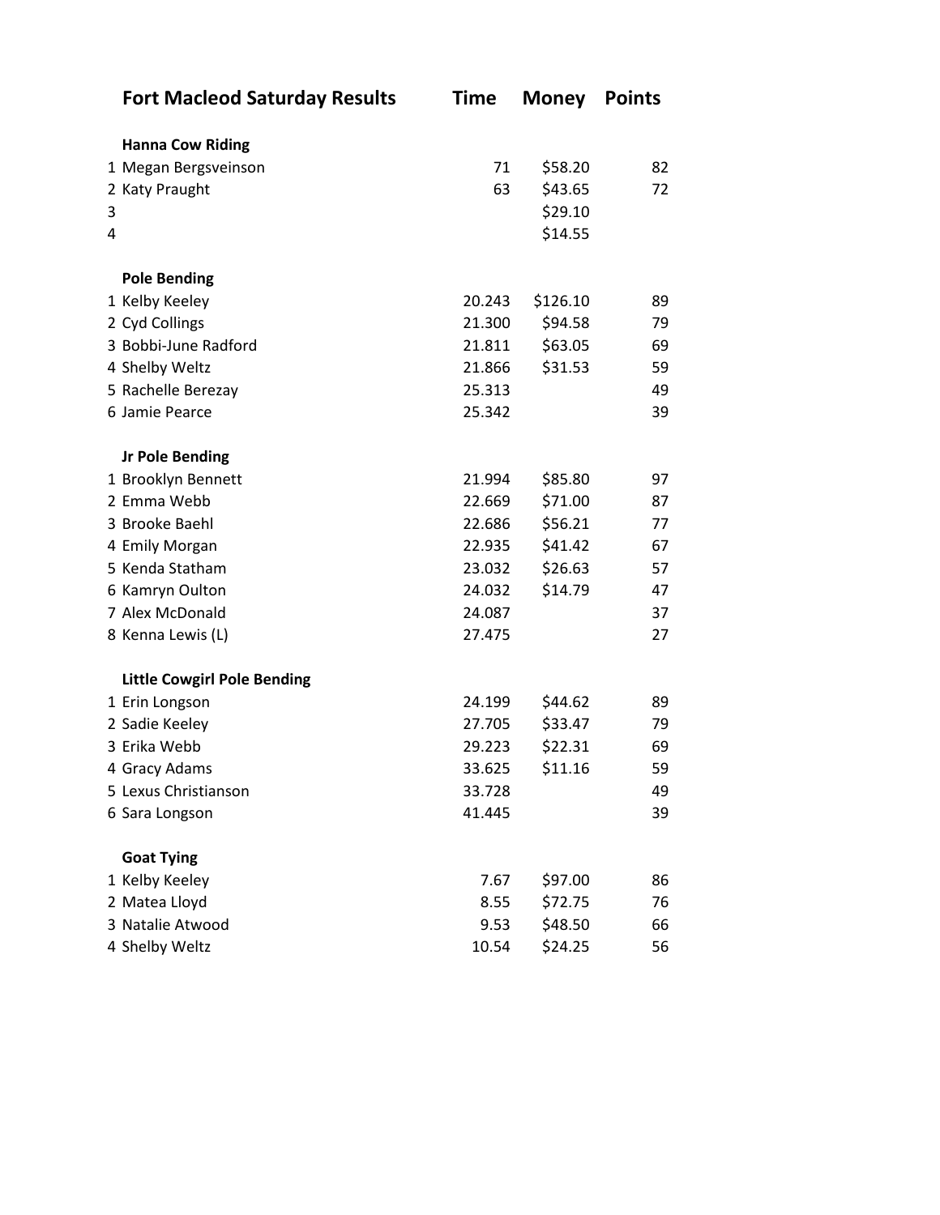# Fort Macleod Saturday Results

| | | Time | Money | Points |
|---|---|---|---|---|
| | **Hanna Cow Riding** | | | |
| 1 | Megan Bergsveinson | 71 | $58.20 | 82 |
| 2 | Katy Praught | 63 | $43.65 | 72 |
| 3 | | | $29.10 | |
| 4 | | | $14.55 | |
| | **Pole Bending** | | | |
| 1 | Kelby Keeley | 20.243 | $126.10 | 89 |
| 2 | Cyd Collings | 21.300 | $94.58 | 79 |
| 3 | Bobbi-June Radford | 21.811 | $63.05 | 69 |
| 4 | Shelby Weltz | 21.866 | $31.53 | 59 |
| 5 | Rachelle Berezay | 25.313 | | 49 |
| 6 | Jamie Pearce | 25.342 | | 39 |
| | **Jr Pole Bending** | | | |
| 1 | Brooklyn Bennett | 21.994 | $85.80 | 97 |
| 2 | Emma Webb | 22.669 | $71.00 | 87 |
| 3 | Brooke Baehl | 22.686 | $56.21 | 77 |
| 4 | Emily Morgan | 22.935 | $41.42 | 67 |
| 5 | Kenda Statham | 23.032 | $26.63 | 57 |
| 6 | Kamryn Oulton | 24.032 | $14.79 | 47 |
| 7 | Alex McDonald | 24.087 | | 37 |
| 8 | Kenna Lewis (L) | 27.475 | | 27 |
| | **Little Cowgirl Pole Bending** | | | |
| 1 | Erin Longson | 24.199 | $44.62 | 89 |
| 2 | Sadie Keeley | 27.705 | $33.47 | 79 |
| 3 | Erika Webb | 29.223 | $22.31 | 69 |
| 4 | Gracy Adams | 33.625 | $11.16 | 59 |
| 5 | Lexus Christianson | 33.728 | | 49 |
| 6 | Sara Longson | 41.445 | | 39 |
| | **Goat Tying** | | | |
| 1 | Kelby Keeley | 7.67 | $97.00 | 86 |
| 2 | Matea Lloyd | 8.55 | $72.75 | 76 |
| 3 | Natalie Atwood | 9.53 | $48.50 | 66 |
| 4 | Shelby Weltz | 10.54 | $24.25 | 56 |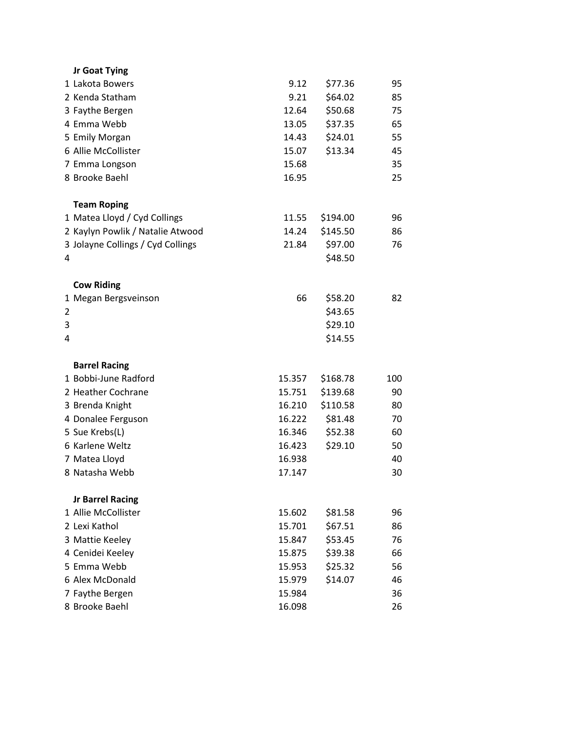### Jr Goat Tying

| | Name | Time | Payout | Points |
|---|---|---|---|---|
| 1 | Lakota Bowers | 9.12 | $77.36 | 95 |
| 2 | Kenda Statham | 9.21 | $64.02 | 85 |
| 3 | Faythe Bergen | 12.64 | $50.68 | 75 |
| 4 | Emma Webb | 13.05 | $37.35 | 65 |
| 5 | Emily Morgan | 14.43 | $24.01 | 55 |
| 6 | Allie McCollister | 15.07 | $13.34 | 45 |
| 7 | Emma Longson | 15.68 | | 35 |
| 8 | Brooke Baehl | 16.95 | | 25 |

### Team Roping

| | Name | Time | Payout | Points |
|---|---|---|---|---|
| 1 | Matea Lloyd / Cyd Collings | 11.55 | $194.00 | 96 |
| 2 | Kaylyn Powlik / Natalie Atwood | 14.24 | $145.50 | 86 |
| 3 | Jolayne Collings / Cyd Collings | 21.84 | $97.00 | 76 |
| 4 | | | $48.50 | |

### Cow Riding

| | Name | Score | Payout | Points |
|---|---|---|---|---|
| 1 | Megan Bergsveinson | 66 | $58.20 | 82 |
| 2 | | | $43.65 | |
| 3 | | | $29.10 | |
| 4 | | | $14.55 | |

### Barrel Racing

| | Name | Time | Payout | Points |
|---|---|---|---|---|
| 1 | Bobbi-June Radford | 15.357 | $168.78 | 100 |
| 2 | Heather Cochrane | 15.751 | $139.68 | 90 |
| 3 | Brenda Knight | 16.210 | $110.58 | 80 |
| 4 | Donalee Ferguson | 16.222 | $81.48 | 70 |
| 5 | Sue Krebs(L) | 16.346 | $52.38 | 60 |
| 6 | Karlene Weltz | 16.423 | $29.10 | 50 |
| 7 | Matea Lloyd | 16.938 | | 40 |
| 8 | Natasha Webb | 17.147 | | 30 |

### Jr Barrel Racing

| | Name | Time | Payout | Points |
|---|---|---|---|---|
| 1 | Allie McCollister | 15.602 | $81.58 | 96 |
| 2 | Lexi Kathol | 15.701 | $67.51 | 86 |
| 3 | Mattie Keeley | 15.847 | $53.45 | 76 |
| 4 | Cenidei Keeley | 15.875 | $39.38 | 66 |
| 5 | Emma Webb | 15.953 | $25.32 | 56 |
| 6 | Alex McDonald | 15.979 | $14.07 | 46 |
| 7 | Faythe Bergen | 15.984 | | 36 |
| 8 | Brooke Baehl | 16.098 | | 26 |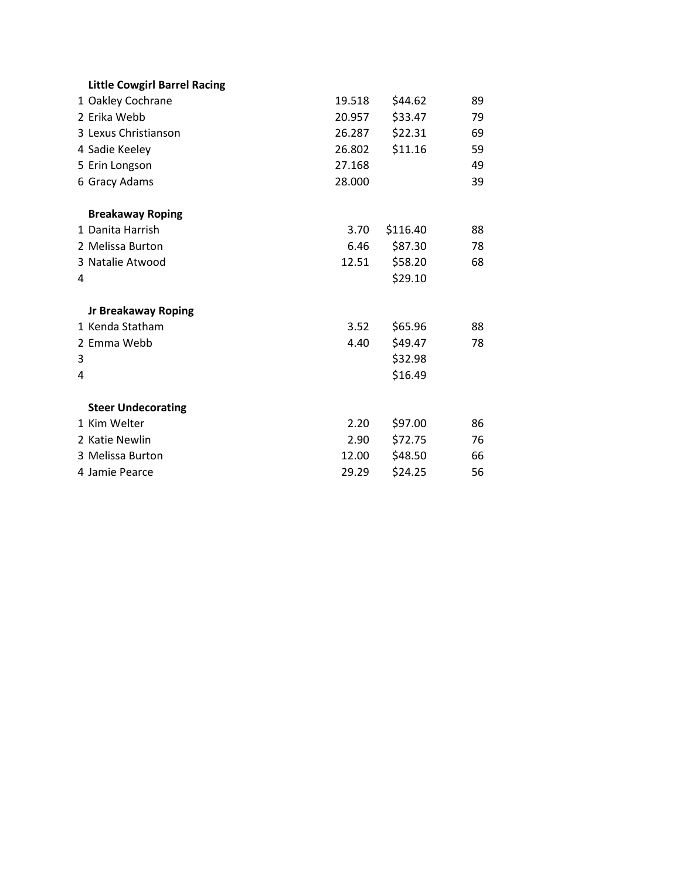**Little Cowgirl Barrel Racing**

| | | | | |
|---|---|---|---|---|
| 1 | Oakley Cochrane | 19.518 | $44.62 | 89 |
| 2 | Erika Webb | 20.957 | $33.47 | 79 |
| 3 | Lexus Christianson | 26.287 | $22.31 | 69 |
| 4 | Sadie Keeley | 26.802 | $11.16 | 59 |
| 5 | Erin Longson | 27.168 | | 49 |
| 6 | Gracy Adams | 28.000 | | 39 |

**Breakaway Roping**

| | | | | |
|---|---|---|---|---|
| 1 | Danita Harrish | 3.70 | $116.40 | 88 |
| 2 | Melissa Burton | 6.46 | $87.30 | 78 |
| 3 | Natalie Atwood | 12.51 | $58.20 | 68 |
| 4 | | | $29.10 | |

**Jr Breakaway Roping**

| | | | | |
|---|---|---|---|---|
| 1 | Kenda Statham | 3.52 | $65.96 | 88 |
| 2 | Emma Webb | 4.40 | $49.47 | 78 |
| 3 | | | $32.98 | |
| 4 | | | $16.49 | |

**Steer Undecorating**

| | | | | |
|---|---|---|---|---|
| 1 | Kim Welter | 2.20 | $97.00 | 86 |
| 2 | Katie Newlin | 2.90 | $72.75 | 76 |
| 3 | Melissa Burton | 12.00 | $48.50 | 66 |
| 4 | Jamie Pearce | 29.29 | $24.25 | 56 |